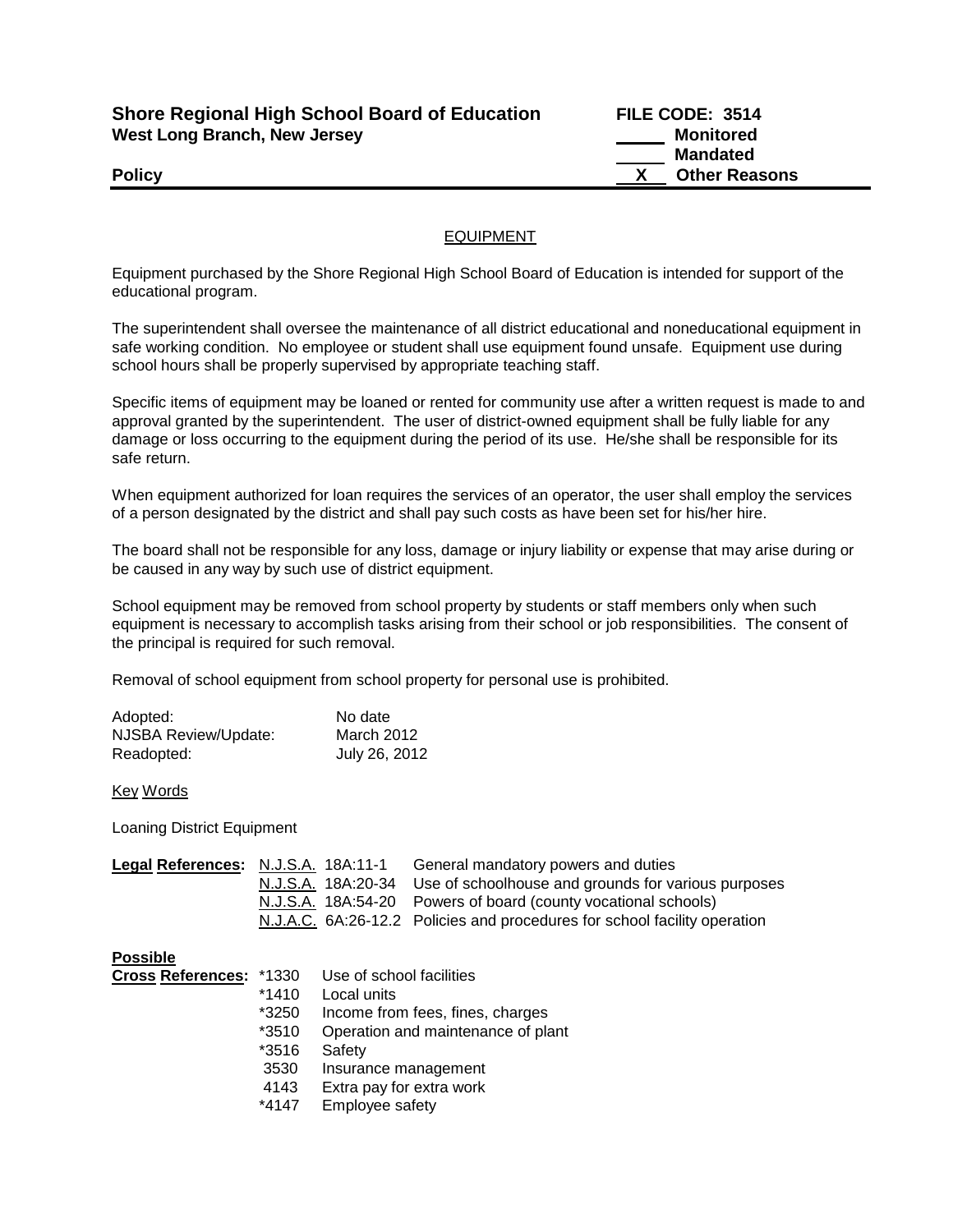**Shore Regional High School Board of Education**
**West Long Branch, New Jersey**

**FILE CODE: 3514**
_____ **Monitored**
_____ **Mandated**
__X__ **Other Reasons**

**Policy**

## EQUIPMENT

Equipment purchased by the Shore Regional High School Board of Education is intended for support of the educational program.

The superintendent shall oversee the maintenance of all district educational and noneducational equipment in safe working condition. No employee or student shall use equipment found unsafe. Equipment use during school hours shall be properly supervised by appropriate teaching staff.

Specific items of equipment may be loaned or rented for community use after a written request is made to and approval granted by the superintendent. The user of district-owned equipment shall be fully liable for any damage or loss occurring to the equipment during the period of its use. He/she shall be responsible for its safe return.

When equipment authorized for loan requires the services of an operator, the user shall employ the services of a person designated by the district and shall pay such costs as have been set for his/her hire.

The board shall not be responsible for any loss, damage or injury liability or expense that may arise during or be caused in any way by such use of district equipment.

School equipment may be removed from school property by students or staff members only when such equipment is necessary to accomplish tasks arising from their school or job responsibilities. The consent of the principal is required for such removal.

Removal of school equipment from school property for personal use is prohibited.

| | |
|---|---|
| Adopted: | No date |
| NJSBA Review/Update: | March 2012 |
| Readopted: | July 26, 2012 |

Key Words

Loaning District Equipment

**Legal References:**

| | |
|---|---|
| N.J.S.A. 18A:11-1 | General mandatory powers and duties |
| N.J.S.A. 18A:20-34 | Use of schoolhouse and grounds for various purposes |
| N.J.S.A. 18A:54-20 | Powers of board (county vocational schools) |
| N.J.A.C. 6A:26-12.2 | Policies and procedures for school facility operation |

**Possible Cross References:**

| | |
|---|---|
| *1330 | Use of school facilities |
| *1410 | Local units |
| *3250 | Income from fees, fines, charges |
| *3510 | Operation and maintenance of plant |
| *3516 | Safety |
| 3530 | Insurance management |
| 4143 | Extra pay for extra work |
| *4147 | Employee safety |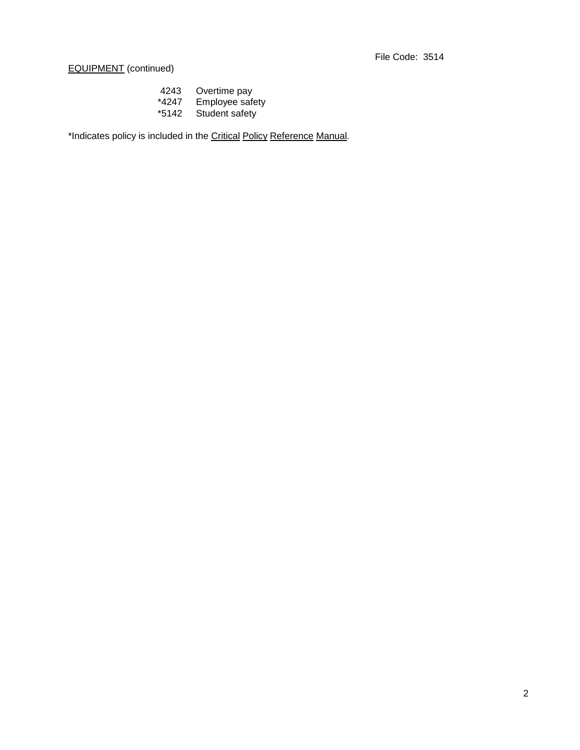File Code: 3514

EQUIPMENT (continued)

| | |
|---|---|
| 4243 | Overtime pay |
| *4247 | Employee safety |
| *5142 | Student safety |

*Indicates policy is included in the Critical Policy Reference Manual.